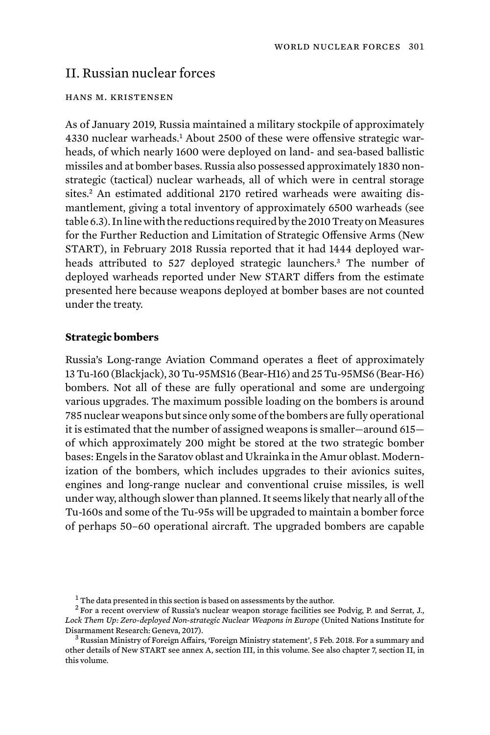## II. Russian nuclear forces

HANS M. KRISTENSEN

As of January 2019, Russia maintained a military stockpile of approximately 4330 nuclear warheads.[1] About 2500 of these were offensive strategic warheads, of which nearly 1600 were deployed on land- and sea-based ballistic missiles and at bomber bases. Russia also possessed approximately 1830 non-strategic (tactical) nuclear warheads, all of which were in central storage sites.[2] An estimated additional 2170 retired warheads were awaiting dismantlement, giving a total inventory of approximately 6500 warheads (see table 6.3). In line with the reductions required by the 2010 Treaty on Measures for the Further Reduction and Limitation of Strategic Offensive Arms (New START), in February 2018 Russia reported that it had 1444 deployed warheads attributed to 527 deployed strategic launchers.[3] The number of deployed warheads reported under New START differs from the estimate presented here because weapons deployed at bomber bases are not counted under the treaty.

### Strategic bombers

Russia's Long-range Aviation Command operates a fleet of approximately 13 Tu-160 (Blackjack), 30 Tu-95MS16 (Bear-H16) and 25 Tu-95MS6 (Bear-H6) bombers. Not all of these are fully operational and some are undergoing various upgrades. The maximum possible loading on the bombers is around 785 nuclear weapons but since only some of the bombers are fully operational it is estimated that the number of assigned weapons is smaller—around 615—of which approximately 200 might be stored at the two strategic bomber bases: Engels in the Saratov oblast and Ukrainka in the Amur oblast. Modernization of the bombers, which includes upgrades to their avionics suites, engines and long-range nuclear and conventional cruise missiles, is well under way, although slower than planned. It seems likely that nearly all of the Tu-160s and some of the Tu-95s will be upgraded to maintain a bomber force of perhaps 50–60 operational aircraft. The upgraded bombers are capable

[1] The data presented in this section is based on assessments by the author.

[2] For a recent overview of Russia's nuclear weapon storage facilities see Podvig, P. and Serrat, J., *Lock Them Up: Zero-deployed Non-strategic Nuclear Weapons in Europe* (United Nations Institute for Disarmament Research: Geneva, 2017).

[3] Russian Ministry of Foreign Affairs, 'Foreign Ministry statement', 5 Feb. 2018. For a summary and other details of New START see annex A, section III, in this volume. See also chapter 7, section II, in this volume.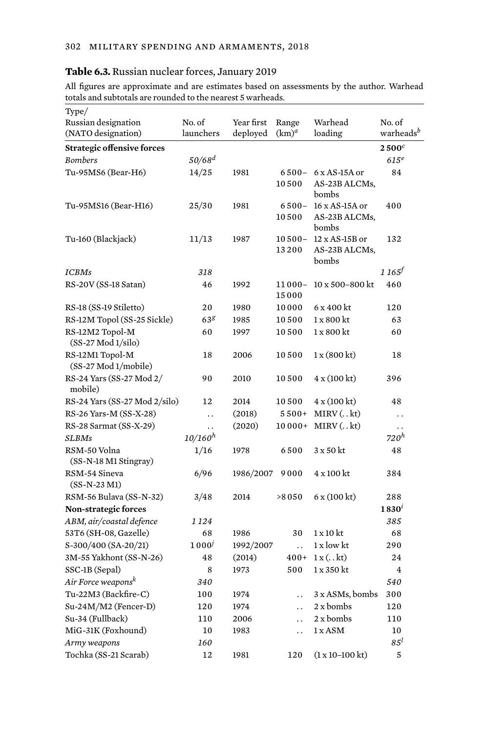**Table 6.3.** Russian nuclear forces, January 2019

All figures are approximate and are estimates based on assessments by the author. Warhead totals and subtotals are rounded to the nearest 5 warheads.

| Type/ Russian designation (NATO designation) | No. of launchers | Year first deployed | Range (km)[a] | Warhead loading | No. of warheads[b] |
|---|---|---|---|---|---|
| **Strategic offensive forces** | | | | | **2 500**[c] |
| *Bombers* | *50/68*[d] | | | | *615*[e] |
| Tu-95MS6 (Bear-H6) | 14/25 | 1981 | 6 500–10 500 | 6 x AS-15A or AS-23B ALCMs, bombs | 84 |
| Tu-95MS16 (Bear-H16) | 25/30 | 1981 | 6 500–10 500 | 16 x AS-15A or AS-23B ALCMs, bombs | 400 |
| Tu-160 (Blackjack) | 11/13 | 1987 | 10 500–13 200 | 12 x AS-15B or AS-23B ALCMs, bombs | 132 |
| *ICBMs* | *318* | | | | *1 165*[f] |
| RS-20V (SS-18 Satan) | 46 | 1992 | 11 000–15 000 | 10 x 500–800 kt | 460 |
| RS-18 (SS-19 Stiletto) | 20 | 1980 | 10 000 | 6 x 400 kt | 120 |
| RS-12M Topol (SS-25 Sickle) | 63[g] | 1985 | 10 500 | 1 x 800 kt | 63 |
| RS-12M2 Topol-M (SS-27 Mod 1/silo) | 60 | 1997 | 10 500 | 1 x 800 kt | 60 |
| RS-12M1 Topol-M (SS-27 Mod 1/mobile) | 18 | 2006 | 10 500 | 1 x (800 kt) | 18 |
| RS-24 Yars (SS-27 Mod 2/ mobile) | 90 | 2010 | 10 500 | 4 x (100 kt) | 396 |
| RS-24 Yars (SS-27 Mod 2/silo) | 12 | 2014 | 10 500 | 4 x (100 kt) | 48 |
| RS-26 Yars-M (SS-X-28) | . . | (2018) | 5 500+ | MIRV (. . kt) | . . |
| RS-28 Sarmat (SS-X-29) | . . | (2020) | 10 000+ | MIRV (. . kt) | . . |
| *SLBMs* | *10/160*[h] | | | | *720*[h] |
| RSM-50 Volna (SS-N-18 M1 Stingray) | 1/16 | 1978 | 6 500 | 3 x 50 kt | 48 |
| RSM-54 Sineva (SS-N-23 M1) | 6/96 | 1986/2007 | 9 000 | 4 x 100 kt | 384 |
| RSM-56 Bulava (SS-N-32) | 3/48 | 2014 | >8 050 | 6 x (100 kt) | 288 |
| **Non-strategic forces** | | | | | **1 830**[i] |
| *ABM, air/coastal defence* | *1 124* | | | | *385* |
| 53T6 (SH-08, Gazelle) | 68 | 1986 | 30 | 1 x 10 kt | 68 |
| S-300/400 (SA-20/21) | 1 000[j] | 1992/2007 | . . | 1 x low kt | 290 |
| 3M-55 Yakhont (SS-N-26) | 48 | (2014) | 400+ | 1 x (. . kt) | 24 |
| SSC-1B (Sepal) | 8 | 1973 | 500 | 1 x 350 kt | 4 |
| *Air Force weapons*[k] | *340* | | | | *540* |
| Tu-22M3 (Backfire-C) | 100 | 1974 | . . | 3 x ASMs, bombs | 300 |
| Su-24M/M2 (Fencer-D) | 120 | 1974 | . . | 2 x bombs | 120 |
| Su-34 (Fullback) | 110 | 2006 | . . | 2 x bombs | 110 |
| MiG-31K (Foxhound) | 10 | 1983 | . . | 1 x ASM | 10 |
| *Army weapons* | *160* | | | | *85*[l] |
| Tochka (SS-21 Scarab) | 12 | 1981 | 120 | (1 x 10–100 kt) | 5 |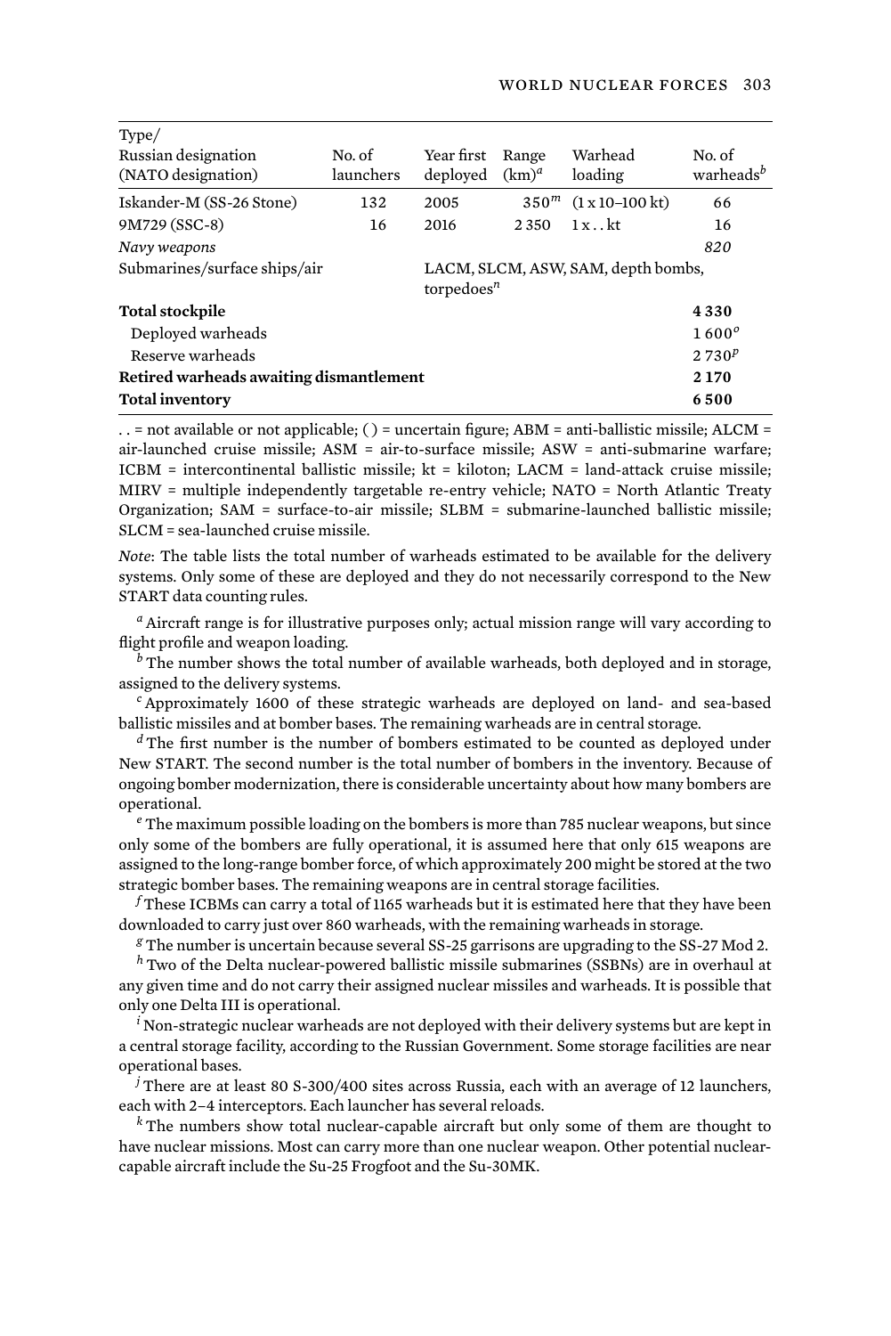| Type/ Russian designation (NATO designation) | No. of launchers | Year first deployed | Range (km)[a] | Warhead loading | No. of warheads[b] |
|---|---|---|---|---|---|
| Iskander-M (SS-26 Stone) | 132 | 2005 | 350[m] | (1 x 10–100 kt) | 66 |
| 9M729 (SSC-8) | 16 | 2016 | 2 350 | 1 x . . kt | 16 |
| *Navy weapons* | | | | | *820* |
| Submarines/surface ships/air | | LACM, SLCM, ASW, SAM, depth bombs, torpedoes[n] | | | |
| **Total stockpile** | | | | | **4 330** |
| Deployed warheads | | | | | 1 600[o] |
| Reserve warheads | | | | | 2 730[p] |
| **Retired warheads awaiting dismantlement** | | | | | **2 170** |
| **Total inventory** | | | | | **6 500** |

. . = not available or not applicable; ( ) = uncertain figure; ABM = anti-ballistic missile; ALCM = air-launched cruise missile; ASM = air-to-surface missile; ASW = anti-submarine warfare; ICBM = intercontinental ballistic missile; kt = kiloton; LACM = land-attack cruise missile; MIRV = multiple independently targetable re-entry vehicle; NATO = North Atlantic Treaty Organization; SAM = surface-to-air missile; SLBM = submarine-launched ballistic missile; SLCM = sea-launched cruise missile.

*Note*: The table lists the total number of warheads estimated to be available for the delivery systems. Only some of these are deployed and they do not necessarily correspond to the New START data counting rules.

[a] Aircraft range is for illustrative purposes only; actual mission range will vary according to flight profile and weapon loading.

[b] The number shows the total number of available warheads, both deployed and in storage, assigned to the delivery systems.

[c] Approximately 1600 of these strategic warheads are deployed on land- and sea-based ballistic missiles and at bomber bases. The remaining warheads are in central storage.

[d] The first number is the number of bombers estimated to be counted as deployed under New START. The second number is the total number of bombers in the inventory. Because of ongoing bomber modernization, there is considerable uncertainty about how many bombers are operational.

[e] The maximum possible loading on the bombers is more than 785 nuclear weapons, but since only some of the bombers are fully operational, it is assumed here that only 615 weapons are assigned to the long-range bomber force, of which approximately 200 might be stored at the two strategic bomber bases. The remaining weapons are in central storage facilities.

[f] These ICBMs can carry a total of 1165 warheads but it is estimated here that they have been downloaded to carry just over 860 warheads, with the remaining warheads in storage.

[g] The number is uncertain because several SS-25 garrisons are upgrading to the SS-27 Mod 2.

[h] Two of the Delta nuclear-powered ballistic missile submarines (SSBNs) are in overhaul at any given time and do not carry their assigned nuclear missiles and warheads. It is possible that only one Delta III is operational.

[i] Non-strategic nuclear warheads are not deployed with their delivery systems but are kept in a central storage facility, according to the Russian Government. Some storage facilities are near operational bases.

[j] There are at least 80 S-300/400 sites across Russia, each with an average of 12 launchers, each with 2–4 interceptors. Each launcher has several reloads.

[k] The numbers show total nuclear-capable aircraft but only some of them are thought to have nuclear missions. Most can carry more than one nuclear weapon. Other potential nuclear-capable aircraft include the Su-25 Frogfoot and the Su-30MK.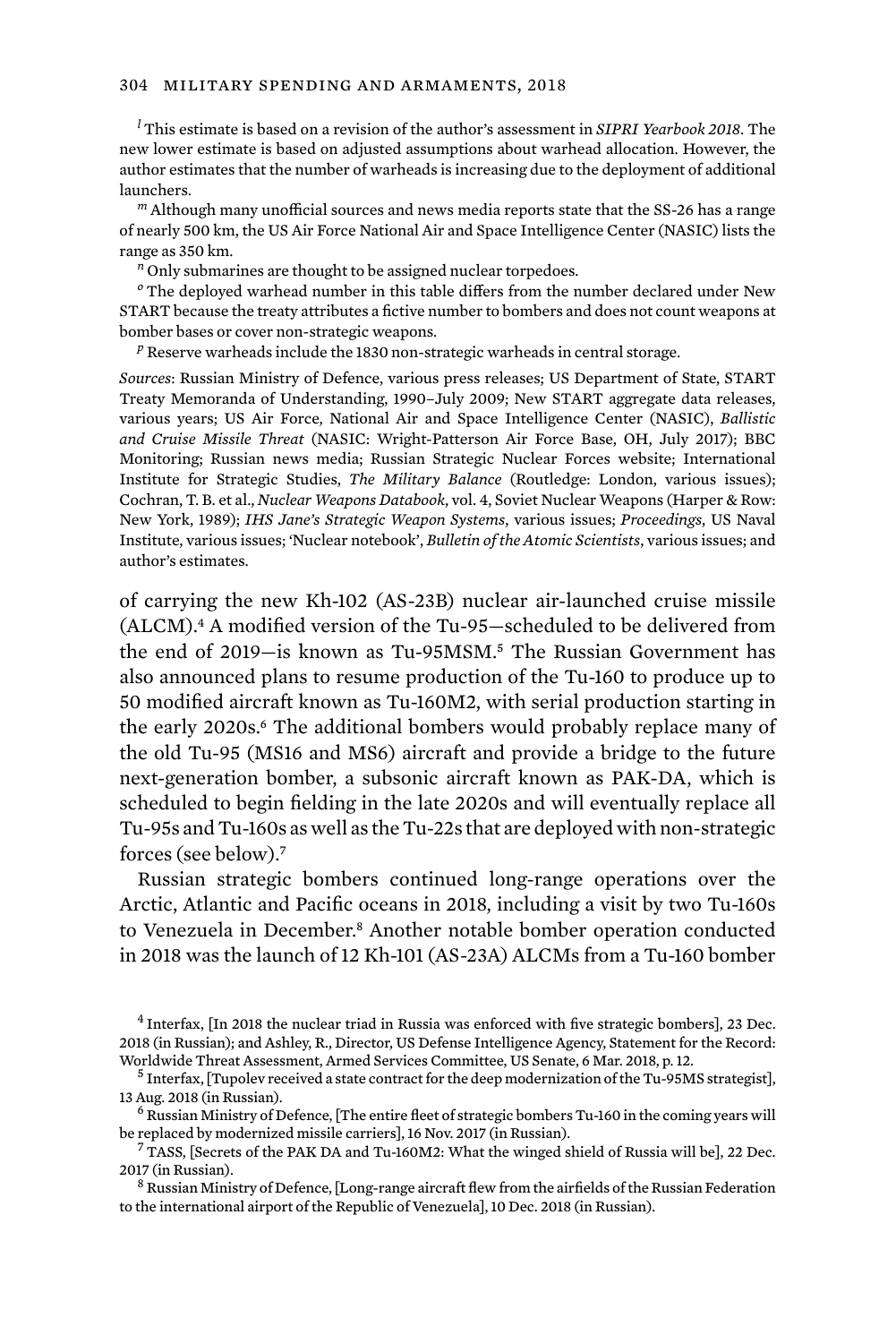[l] This estimate is based on a revision of the author's assessment in *SIPRI Yearbook 2018*. The new lower estimate is based on adjusted assumptions about warhead allocation. However, the author estimates that the number of warheads is increasing due to the deployment of additional launchers.

[m] Although many unofficial sources and news media reports state that the SS-26 has a range of nearly 500 km, the US Air Force National Air and Space Intelligence Center (NASIC) lists the range as 350 km.

[n] Only submarines are thought to be assigned nuclear torpedoes.

[o] The deployed warhead number in this table differs from the number declared under New START because the treaty attributes a fictive number to bombers and does not count weapons at bomber bases or cover non-strategic weapons.

[p] Reserve warheads include the 1830 non-strategic warheads in central storage.

*Sources*: Russian Ministry of Defence, various press releases; US Department of State, START Treaty Memoranda of Understanding, 1990–July 2009; New START aggregate data releases, various years; US Air Force, National Air and Space Intelligence Center (NASIC), *Ballistic and Cruise Missile Threat* (NASIC: Wright-Patterson Air Force Base, OH, July 2017); BBC Monitoring; Russian news media; Russian Strategic Nuclear Forces website; International Institute for Strategic Studies, *The Military Balance* (Routledge: London, various issues); Cochran, T. B. et al., *Nuclear Weapons Databook*, vol. 4, Soviet Nuclear Weapons (Harper & Row: New York, 1989); *IHS Jane's Strategic Weapon Systems*, various issues; *Proceedings*, US Naval Institute, various issues; 'Nuclear notebook', *Bulletin of the Atomic Scientists*, various issues; and author's estimates.

of carrying the new Kh-102 (AS-23B) nuclear air-launched cruise missile (ALCM).[4] A modified version of the Tu-95—scheduled to be delivered from the end of 2019—is known as Tu-95MSM.[5] The Russian Government has also announced plans to resume production of the Tu-160 to produce up to 50 modified aircraft known as Tu-160M2, with serial production starting in the early 2020s.[6] The additional bombers would probably replace many of the old Tu-95 (MS16 and MS6) aircraft and provide a bridge to the future next-generation bomber, a subsonic aircraft known as PAK-DA, which is scheduled to begin fielding in the late 2020s and will eventually replace all Tu-95s and Tu-160s as well as the Tu-22s that are deployed with non-strategic forces (see below).[7]

Russian strategic bombers continued long-range operations over the Arctic, Atlantic and Pacific oceans in 2018, including a visit by two Tu-160s to Venezuela in December.[8] Another notable bomber operation conducted in 2018 was the launch of 12 Kh-101 (AS-23A) ALCMs from a Tu-160 bomber

[4] Interfax, [In 2018 the nuclear triad in Russia was enforced with five strategic bombers], 23 Dec. 2018 (in Russian); and Ashley, R., Director, US Defense Intelligence Agency, Statement for the Record: Worldwide Threat Assessment, Armed Services Committee, US Senate, 6 Mar. 2018, p. 12.

[5] Interfax, [Tupolev received a state contract for the deep modernization of the Tu-95MS strategist], 13 Aug. 2018 (in Russian).

[6] Russian Ministry of Defence, [The entire fleet of strategic bombers Tu-160 in the coming years will be replaced by modernized missile carriers], 16 Nov. 2017 (in Russian).

[7] TASS, [Secrets of the PAK DA and Tu-160M2: What the winged shield of Russia will be], 22 Dec. 2017 (in Russian).

[8] Russian Ministry of Defence, [Long-range aircraft flew from the airfields of the Russian Federation to the international airport of the Republic of Venezuela], 10 Dec. 2018 (in Russian).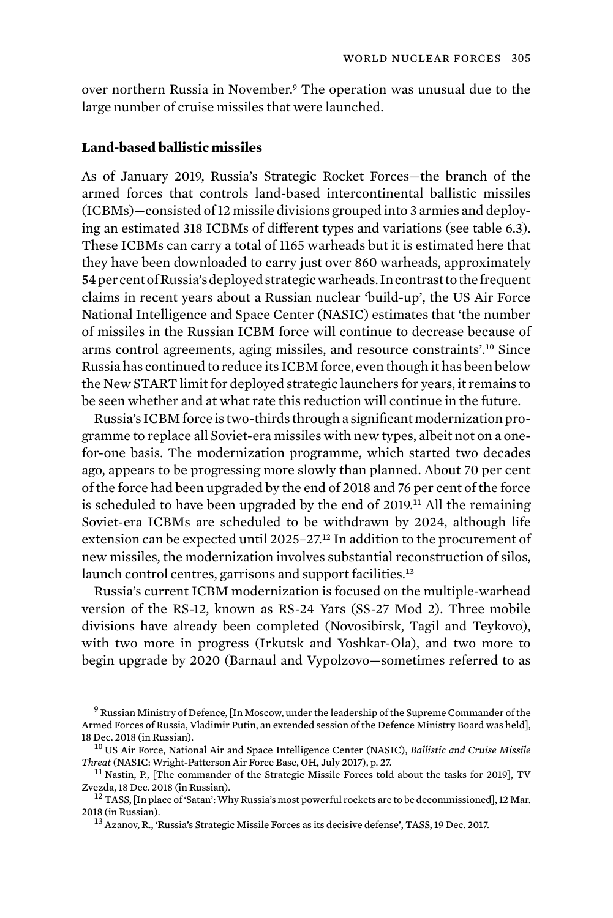over northern Russia in November.[9] The operation was unusual due to the large number of cruise missiles that were launched.

### Land-based ballistic missiles

As of January 2019, Russia's Strategic Rocket Forces—the branch of the armed forces that controls land-based intercontinental ballistic missiles (ICBMs)—consisted of 12 missile divisions grouped into 3 armies and deploying an estimated 318 ICBMs of different types and variations (see table 6.3). These ICBMs can carry a total of 1165 warheads but it is estimated here that they have been downloaded to carry just over 860 warheads, approximately 54 per cent of Russia's deployed strategic warheads. In contrast to the frequent claims in recent years about a Russian nuclear 'build-up', the US Air Force National Intelligence and Space Center (NASIC) estimates that 'the number of missiles in the Russian ICBM force will continue to decrease because of arms control agreements, aging missiles, and resource constraints'.[10] Since Russia has continued to reduce its ICBM force, even though it has been below the New START limit for deployed strategic launchers for years, it remains to be seen whether and at what rate this reduction will continue in the future.

Russia's ICBM force is two-thirds through a significant modernization programme to replace all Soviet-era missiles with new types, albeit not on a one-for-one basis. The modernization programme, which started two decades ago, appears to be progressing more slowly than planned. About 70 per cent of the force had been upgraded by the end of 2018 and 76 per cent of the force is scheduled to have been upgraded by the end of 2019.[11] All the remaining Soviet-era ICBMs are scheduled to be withdrawn by 2024, although life extension can be expected until 2025–27.[12] In addition to the procurement of new missiles, the modernization involves substantial reconstruction of silos, launch control centres, garrisons and support facilities.[13]

Russia's current ICBM modernization is focused on the multiple-warhead version of the RS-12, known as RS-24 Yars (SS-27 Mod 2). Three mobile divisions have already been completed (Novosibirsk, Tagil and Teykovo), with two more in progress (Irkutsk and Yoshkar-Ola), and two more to begin upgrade by 2020 (Barnaul and Vypolzovo—sometimes referred to as

---

[9] Russian Ministry of Defence, [In Moscow, under the leadership of the Supreme Commander of the Armed Forces of Russia, Vladimir Putin, an extended session of the Defence Ministry Board was held], 18 Dec. 2018 (in Russian).

[10] US Air Force, National Air and Space Intelligence Center (NASIC), *Ballistic and Cruise Missile Threat* (NASIC: Wright-Patterson Air Force Base, OH, July 2017), p. 27.

[11] Nastin, P., [The commander of the Strategic Missile Forces told about the tasks for 2019], TV Zvezda, 18 Dec. 2018 (in Russian).

[12] TASS, [In place of 'Satan': Why Russia's most powerful rockets are to be decommissioned], 12 Mar. 2018 (in Russian).

[13] Azanov, R., 'Russia's Strategic Missile Forces as its decisive defense', TASS, 19 Dec. 2017.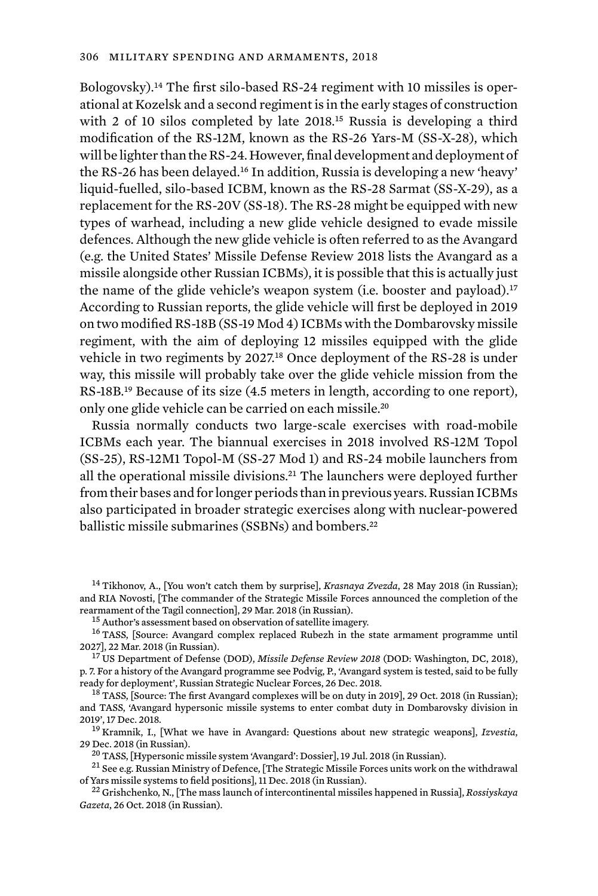Bologovsky).[14] The first silo-based RS-24 regiment with 10 missiles is operational at Kozelsk and a second regiment is in the early stages of construction with 2 of 10 silos completed by late 2018.[15] Russia is developing a third modification of the RS-12M, known as the RS-26 Yars-M (SS-X-28), which will be lighter than the RS-24. However, final development and deployment of the RS-26 has been delayed.[16] In addition, Russia is developing a new 'heavy' liquid-fuelled, silo-based ICBM, known as the RS-28 Sarmat (SS-X-29), as a replacement for the RS-20V (SS-18). The RS-28 might be equipped with new types of warhead, including a new glide vehicle designed to evade missile defences. Although the new glide vehicle is often referred to as the Avangard (e.g. the United States' Missile Defense Review 2018 lists the Avangard as a missile alongside other Russian ICBMs), it is possible that this is actually just the name of the glide vehicle's weapon system (i.e. booster and payload).[17] According to Russian reports, the glide vehicle will first be deployed in 2019 on two modified RS-18B (SS-19 Mod 4) ICBMs with the Dombarovsky missile regiment, with the aim of deploying 12 missiles equipped with the glide vehicle in two regiments by 2027.[18] Once deployment of the RS-28 is under way, this missile will probably take over the glide vehicle mission from the RS-18B.[19] Because of its size (4.5 meters in length, according to one report), only one glide vehicle can be carried on each missile.[20]

Russia normally conducts two large-scale exercises with road-mobile ICBMs each year. The biannual exercises in 2018 involved RS-12M Topol (SS-25), RS-12M1 Topol-M (SS-27 Mod 1) and RS-24 mobile launchers from all the operational missile divisions.[21] The launchers were deployed further from their bases and for longer periods than in previous years. Russian ICBMs also participated in broader strategic exercises along with nuclear-powered ballistic missile submarines (SSBNs) and bombers.[22]

---

[14] Tikhonov, A., [You won't catch them by surprise], *Krasnaya Zvezda*, 28 May 2018 (in Russian); and RIA Novosti, [The commander of the Strategic Missile Forces announced the completion of the rearmament of the Tagil connection], 29 Mar. 2018 (in Russian).

[15] Author's assessment based on observation of satellite imagery.

[16] TASS, [Source: Avangard complex replaced Rubezh in the state armament programme until 2027], 22 Mar. 2018 (in Russian).

[17] US Department of Defense (DOD), *Missile Defense Review 2018* (DOD: Washington, DC, 2018), p. 7. For a history of the Avangard programme see Podvig, P., 'Avangard system is tested, said to be fully ready for deployment', Russian Strategic Nuclear Forces, 26 Dec. 2018.

[18] TASS, [Source: The first Avangard complexes will be on duty in 2019], 29 Oct. 2018 (in Russian); and TASS, 'Avangard hypersonic missile systems to enter combat duty in Dombarovsky division in 2019', 17 Dec. 2018.

[19] Kramnik, I., [What we have in Avangard: Questions about new strategic weapons], *Izvestia*, 29 Dec. 2018 (in Russian).

[20] TASS, [Hypersonic missile system 'Avangard': Dossier], 19 Jul. 2018 (in Russian).

[21] See e.g. Russian Ministry of Defence, [The Strategic Missile Forces units work on the withdrawal of Yars missile systems to field positions], 11 Dec. 2018 (in Russian).

[22] Grishchenko, N., [The mass launch of intercontinental missiles happened in Russia], *Rossiyskaya Gazeta*, 26 Oct. 2018 (in Russian).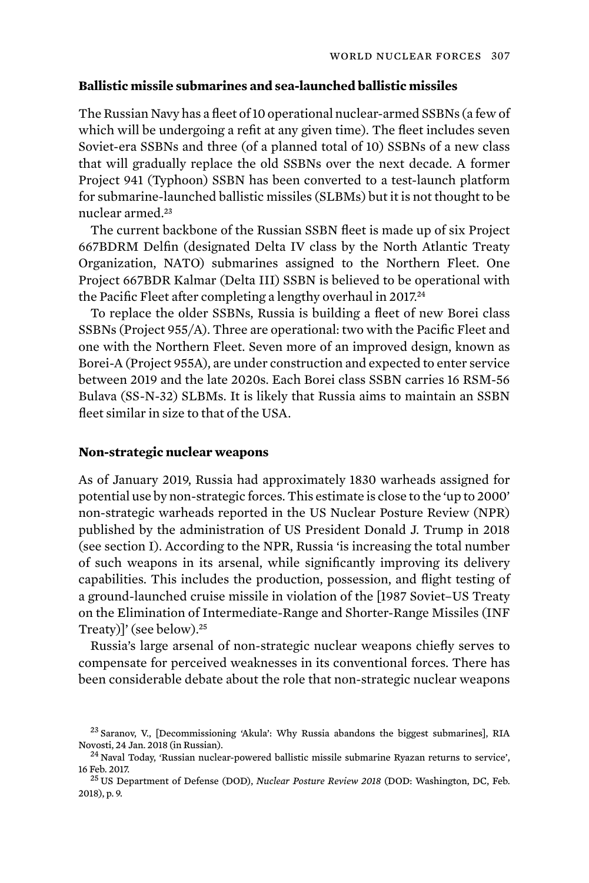### Ballistic missile submarines and sea-launched ballistic missiles

The Russian Navy has a fleet of 10 operational nuclear-armed SSBNs (a few of which will be undergoing a refit at any given time). The fleet includes seven Soviet-era SSBNs and three (of a planned total of 10) SSBNs of a new class that will gradually replace the old SSBNs over the next decade. A former Project 941 (Typhoon) SSBN has been converted to a test-launch platform for submarine-launched ballistic missiles (SLBMs) but it is not thought to be nuclear armed.[23]

The current backbone of the Russian SSBN fleet is made up of six Project 667BDRM Delfin (designated Delta IV class by the North Atlantic Treaty Organization, NATO) submarines assigned to the Northern Fleet. One Project 667BDR Kalmar (Delta III) SSBN is believed to be operational with the Pacific Fleet after completing a lengthy overhaul in 2017.[24]

To replace the older SSBNs, Russia is building a fleet of new Borei class SSBNs (Project 955/A). Three are operational: two with the Pacific Fleet and one with the Northern Fleet. Seven more of an improved design, known as Borei-A (Project 955A), are under construction and expected to enter service between 2019 and the late 2020s. Each Borei class SSBN carries 16 RSM-56 Bulava (SS-N-32) SLBMs. It is likely that Russia aims to maintain an SSBN fleet similar in size to that of the USA.

### Non-strategic nuclear weapons

As of January 2019, Russia had approximately 1830 warheads assigned for potential use by non-strategic forces. This estimate is close to the 'up to 2000' non-strategic warheads reported in the US Nuclear Posture Review (NPR) published by the administration of US President Donald J. Trump in 2018 (see section I). According to the NPR, Russia 'is increasing the total number of such weapons in its arsenal, while significantly improving its delivery capabilities. This includes the production, possession, and flight testing of a ground-launched cruise missile in violation of the [1987 Soviet–US Treaty on the Elimination of Intermediate-Range and Shorter-Range Missiles (INF Treaty)]' (see below).[25]

Russia's large arsenal of non-strategic nuclear weapons chiefly serves to compensate for perceived weaknesses in its conventional forces. There has been considerable debate about the role that non-strategic nuclear weapons

---

[23] Saranov, V., [Decommissioning 'Akula': Why Russia abandons the biggest submarines], RIA Novosti, 24 Jan. 2018 (in Russian).

[24] Naval Today, 'Russian nuclear-powered ballistic missile submarine Ryazan returns to service', 16 Feb. 2017.

[25] US Department of Defense (DOD), *Nuclear Posture Review 2018* (DOD: Washington, DC, Feb. 2018), p. 9.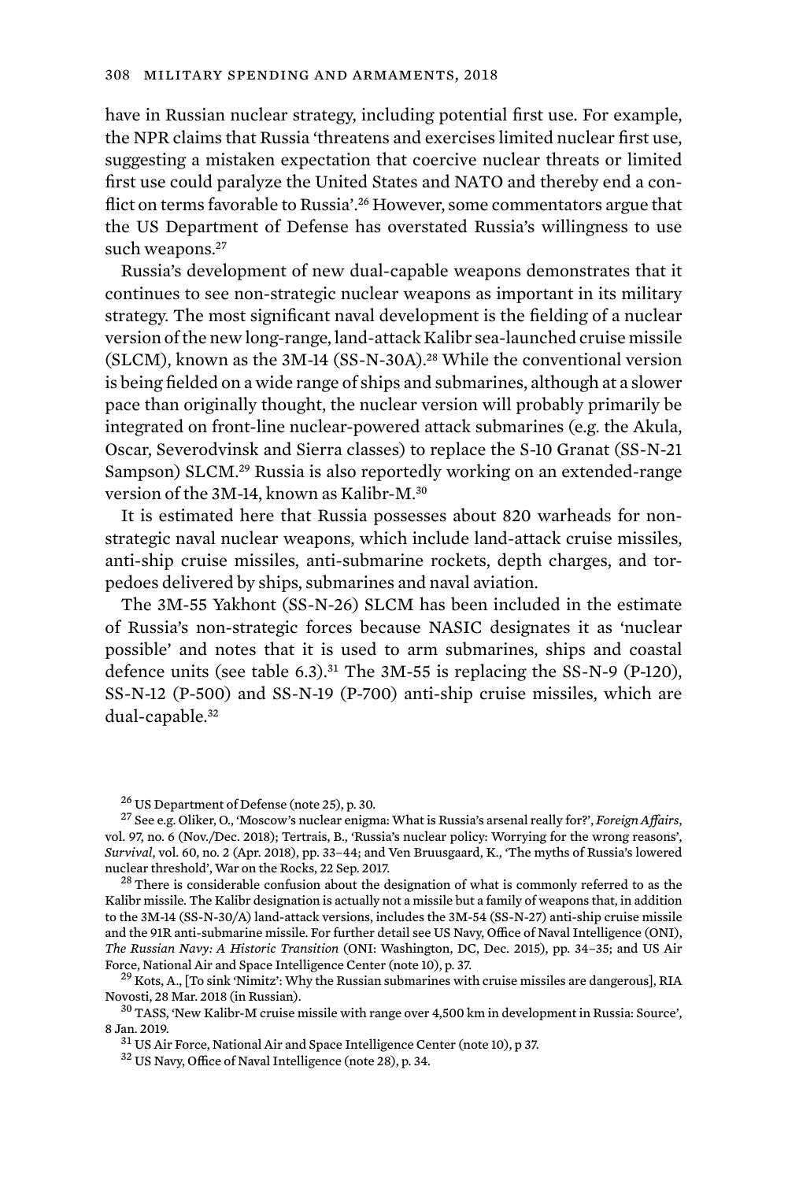have in Russian nuclear strategy, including potential first use. For example, the NPR claims that Russia 'threatens and exercises limited nuclear first use, suggesting a mistaken expectation that coercive nuclear threats or limited first use could paralyze the United States and NATO and thereby end a conflict on terms favorable to Russia'.[26] However, some commentators argue that the US Department of Defense has overstated Russia's willingness to use such weapons.[27]

Russia's development of new dual-capable weapons demonstrates that it continues to see non-strategic nuclear weapons as important in its military strategy. The most significant naval development is the fielding of a nuclear version of the new long-range, land-attack Kalibr sea-launched cruise missile (SLCM), known as the 3M-14 (SS-N-30A).[28] While the conventional version is being fielded on a wide range of ships and submarines, although at a slower pace than originally thought, the nuclear version will probably primarily be integrated on front-line nuclear-powered attack submarines (e.g. the Akula, Oscar, Severodvinsk and Sierra classes) to replace the S-10 Granat (SS-N-21 Sampson) SLCM.[29] Russia is also reportedly working on an extended-range version of the 3M-14, known as Kalibr-M.[30]

It is estimated here that Russia possesses about 820 warheads for non-strategic naval nuclear weapons, which include land-attack cruise missiles, anti-ship cruise missiles, anti-submarine rockets, depth charges, and torpedoes delivered by ships, submarines and naval aviation.

The 3M-55 Yakhont (SS-N-26) SLCM has been included in the estimate of Russia's non-strategic forces because NASIC designates it as 'nuclear possible' and notes that it is used to arm submarines, ships and coastal defence units (see table 6.3).[31] The 3M-55 is replacing the SS-N-9 (P-120), SS-N-12 (P-500) and SS-N-19 (P-700) anti-ship cruise missiles, which are dual-capable.[32]

---

[26] US Department of Defense (note 25), p. 30.

[27] See e.g. Oliker, O., 'Moscow's nuclear enigma: What is Russia's arsenal really for?', *Foreign Affairs*, vol. 97, no. 6 (Nov./Dec. 2018); Tertrais, B., 'Russia's nuclear policy: Worrying for the wrong reasons', *Survival*, vol. 60, no. 2 (Apr. 2018), pp. 33–44; and Ven Bruusgaard, K., 'The myths of Russia's lowered nuclear threshold', War on the Rocks, 22 Sep. 2017.

[28] There is considerable confusion about the designation of what is commonly referred to as the Kalibr missile. The Kalibr designation is actually not a missile but a family of weapons that, in addition to the 3M-14 (SS-N-30/A) land-attack versions, includes the 3M-54 (SS-N-27) anti-ship cruise missile and the 91R anti-submarine missile. For further detail see US Navy, Office of Naval Intelligence (ONI), *The Russian Navy: A Historic Transition* (ONI: Washington, DC, Dec. 2015), pp. 34–35; and US Air Force, National Air and Space Intelligence Center (note 10), p. 37.

[29] Kots, A., [To sink 'Nimitz': Why the Russian submarines with cruise missiles are dangerous], RIA Novosti, 28 Mar. 2018 (in Russian).

[30] TASS, 'New Kalibr-M cruise missile with range over 4,500 km in development in Russia: Source', 8 Jan. 2019.

[31] US Air Force, National Air and Space Intelligence Center (note 10), p 37.

[32] US Navy, Office of Naval Intelligence (note 28), p. 34.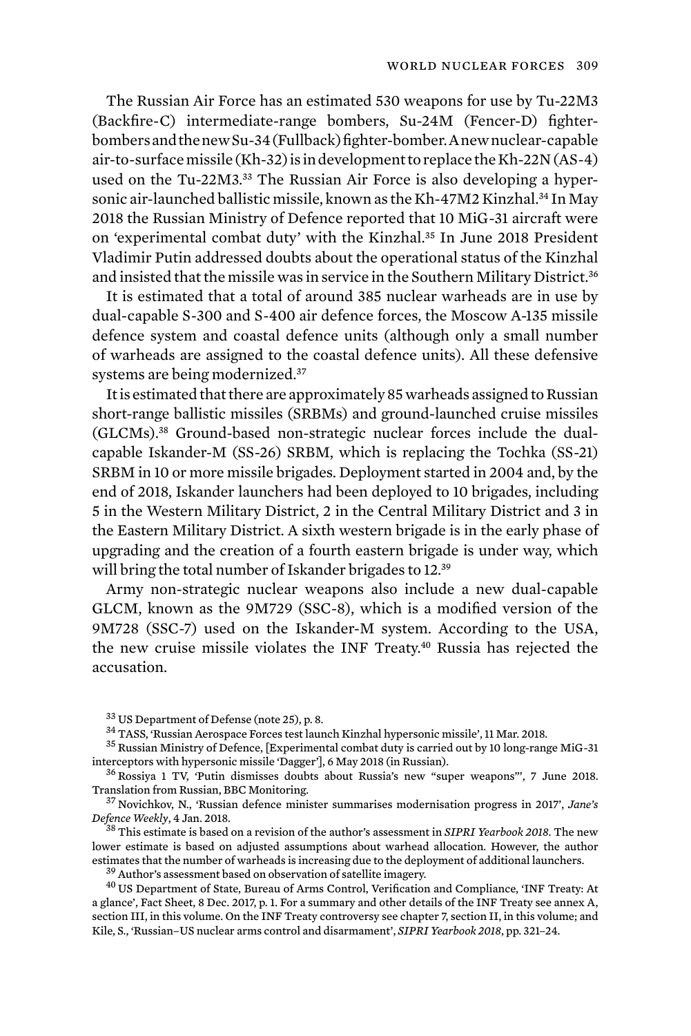The Russian Air Force has an estimated 530 weapons for use by Tu-22M3 (Backfire-C) intermediate-range bombers, Su-24M (Fencer-D) fighter-bombers and the new Su-34 (Fullback) fighter-bomber. A new nuclear-capable air-to-surface missile (Kh-32) is in development to replace the Kh-22N (AS-4) used on the Tu-22M3.[33] The Russian Air Force is also developing a hypersonic air-launched ballistic missile, known as the Kh-47M2 Kinzhal.[34] In May 2018 the Russian Ministry of Defence reported that 10 MiG-31 aircraft were on 'experimental combat duty' with the Kinzhal.[35] In June 2018 President Vladimir Putin addressed doubts about the operational status of the Kinzhal and insisted that the missile was in service in the Southern Military District.[36]

It is estimated that a total of around 385 nuclear warheads are in use by dual-capable S-300 and S-400 air defence forces, the Moscow A-135 missile defence system and coastal defence units (although only a small number of warheads are assigned to the coastal defence units). All these defensive systems are being modernized.[37]

It is estimated that there are approximately 85 warheads assigned to Russian short-range ballistic missiles (SRBMs) and ground-launched cruise missiles (GLCMs).[38] Ground-based non-strategic nuclear forces include the dual-capable Iskander-M (SS-26) SRBM, which is replacing the Tochka (SS-21) SRBM in 10 or more missile brigades. Deployment started in 2004 and, by the end of 2018, Iskander launchers had been deployed to 10 brigades, including 5 in the Western Military District, 2 in the Central Military District and 3 in the Eastern Military District. A sixth western brigade is in the early phase of upgrading and the creation of a fourth eastern brigade is under way, which will bring the total number of Iskander brigades to 12.[39]

Army non-strategic nuclear weapons also include a new dual-capable GLCM, known as the 9M729 (SSC-8), which is a modified version of the 9M728 (SSC-7) used on the Iskander-M system. According to the USA, the new cruise missile violates the INF Treaty.[40] Russia has rejected the accusation.

---

[33] US Department of Defense (note 25), p. 8.

[34] TASS, 'Russian Aerospace Forces test launch Kinzhal hypersonic missile', 11 Mar. 2018.

[35] Russian Ministry of Defence, [Experimental combat duty is carried out by 10 long-range MiG-31 interceptors with hypersonic missile 'Dagger'], 6 May 2018 (in Russian).

[36] Rossiya 1 TV, 'Putin dismisses doubts about Russia's new "super weapons"', 7 June 2018. Translation from Russian, BBC Monitoring.

[37] Novichkov, N., 'Russian defence minister summarises modernisation progress in 2017', *Jane's Defence Weekly*, 4 Jan. 2018.

[38] This estimate is based on a revision of the author's assessment in *SIPRI Yearbook 2018*. The new lower estimate is based on adjusted assumptions about warhead allocation. However, the author estimates that the number of warheads is increasing due to the deployment of additional launchers.

[39] Author's assessment based on observation of satellite imagery.

[40] US Department of State, Bureau of Arms Control, Verification and Compliance, 'INF Treaty: At a glance', Fact Sheet, 8 Dec. 2017, p. 1. For a summary and other details of the INF Treaty see annex A, section III, in this volume. On the INF Treaty controversy see chapter 7, section II, in this volume; and Kile, S., 'Russian–US nuclear arms control and disarmament', *SIPRI Yearbook 2018*, pp. 321–24.